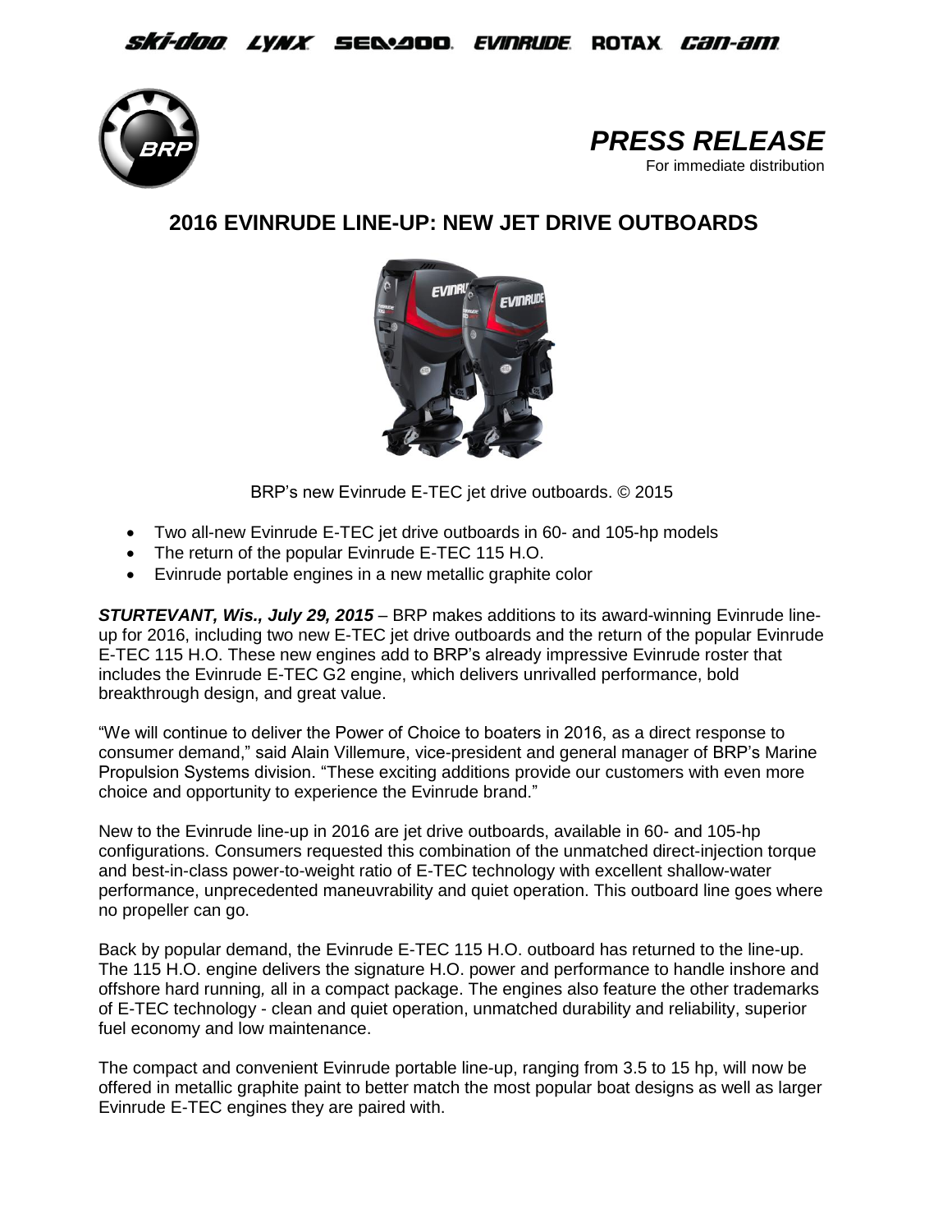ski-doo LYNX SEA-DOO EVINRUDE ROTAX can-am

# PRESS RELEASE

For immediate distribution

## 2016 EVINRUDE LINE-UP: NEW JET DRIVE OUTBOARDS

BRP's new Evinrude E-TEC jet drive outboards. © 2015

- Two all-new Evinrude E-TEC jet drive outboards in 60- and 105-hp models
- The return of the popular Evinrude E-TEC 115 H.O.
- Evinrude portable engines in a new metallic graphite color

***STURTEVANT, Wis., July 29, 2015*** – BRP makes additions to its award-winning Evinrude line-up for 2016, including two new E-TEC jet drive outboards and the return of the popular Evinrude E-TEC 115 H.O. These new engines add to BRP's already impressive Evinrude roster that includes the Evinrude E-TEC G2 engine, which delivers unrivalled performance, bold breakthrough design, and great value.

"We will continue to deliver the Power of Choice to boaters in 2016, as a direct response to consumer demand," said Alain Villemure, vice-president and general manager of BRP's Marine Propulsion Systems division. "These exciting additions provide our customers with even more choice and opportunity to experience the Evinrude brand."

New to the Evinrude line-up in 2016 are jet drive outboards, available in 60- and 105-hp configurations. Consumers requested this combination of the unmatched direct-injection torque and best-in-class power-to-weight ratio of E-TEC technology with excellent shallow-water performance, unprecedented maneuvrability and quiet operation. This outboard line goes where no propeller can go.

Back by popular demand, the Evinrude E-TEC 115 H.O. outboard has returned to the line-up. The 115 H.O. engine delivers the signature H.O. power and performance to handle inshore and offshore hard running, all in a compact package. The engines also feature the other trademarks of E-TEC technology - clean and quiet operation, unmatched durability and reliability, superior fuel economy and low maintenance.

The compact and convenient Evinrude portable line-up, ranging from 3.5 to 15 hp, will now be offered in metallic graphite paint to better match the most popular boat designs as well as larger Evinrude E-TEC engines they are paired with.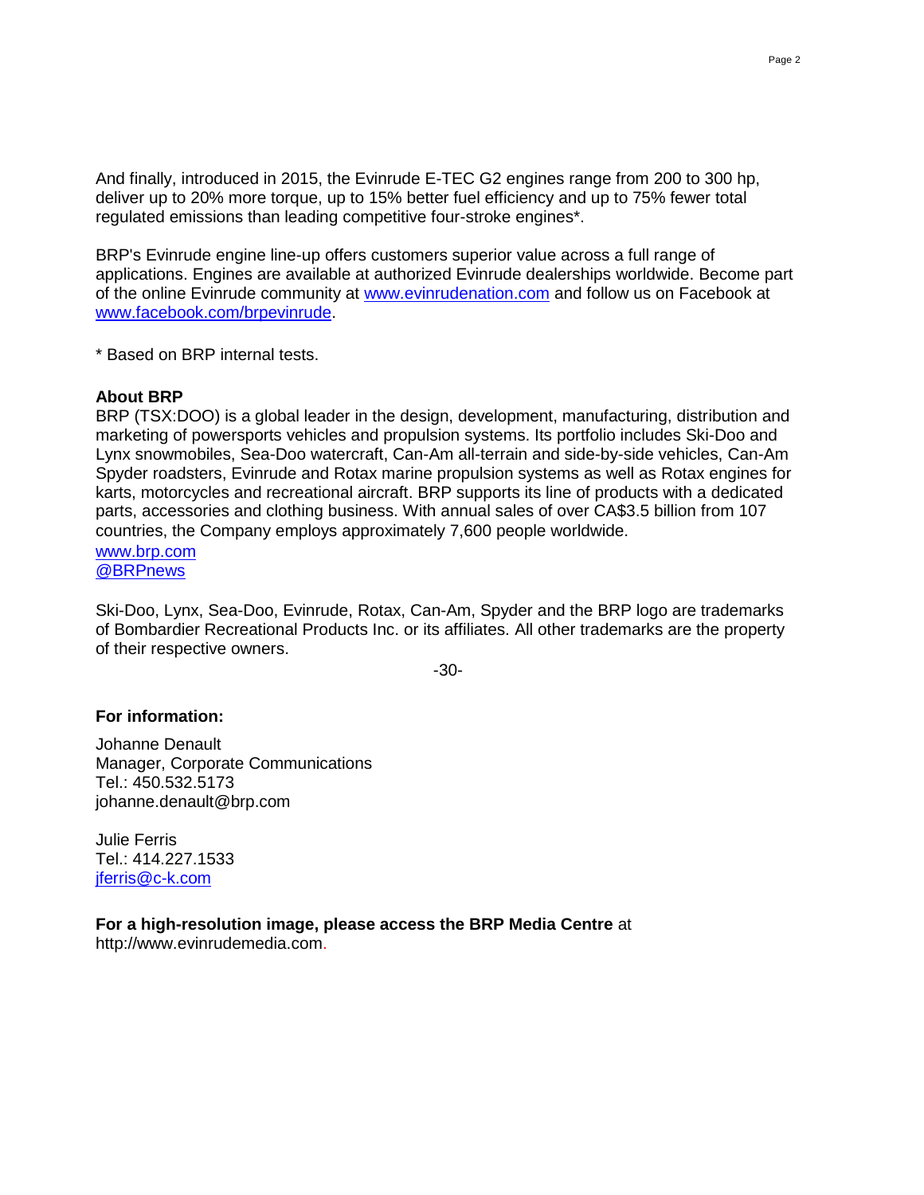And finally, introduced in 2015, the Evinrude E-TEC G2 engines range from 200 to 300 hp, deliver up to 20% more torque, up to 15% better fuel efficiency and up to 75% fewer total regulated emissions than leading competitive four-stroke engines*.

BRP's Evinrude engine line-up offers customers superior value across a full range of applications. Engines are available at authorized Evinrude dealerships worldwide. Become part of the online Evinrude community at [www.evinrudenation.com](http://www.evinrudenation.com) and follow us on Facebook at [www.facebook.com/brpevinrude](http://www.facebook.com/brpevinrude).

* Based on BRP internal tests.

**About BRP**

BRP (TSX:DOO) is a global leader in the design, development, manufacturing, distribution and marketing of powersports vehicles and propulsion systems. Its portfolio includes Ski-Doo and Lynx snowmobiles, Sea-Doo watercraft, Can-Am all-terrain and side-by-side vehicles, Can-Am Spyder roadsters, Evinrude and Rotax marine propulsion systems as well as Rotax engines for karts, motorcycles and recreational aircraft. BRP supports its line of products with a dedicated parts, accessories and clothing business. With annual sales of over CA$3.5 billion from 107 countries, the Company employs approximately 7,600 people worldwide.

[www.brp.com](http://www.brp.com)
@BRPnews

Ski-Doo, Lynx, Sea-Doo, Evinrude, Rotax, Can-Am, Spyder and the BRP logo are trademarks of Bombardier Recreational Products Inc. or its affiliates. All other trademarks are the property of their respective owners.

-30-

**For information:**

Johanne Denault
Manager, Corporate Communications
Tel.: 450.532.5173
johanne.denault@brp.com

Julie Ferris
Tel.: 414.227.1533
jferris@c-k.com

**For a high-resolution image, please access the BRP Media Centre** at http://www.evinrudemedia.com.